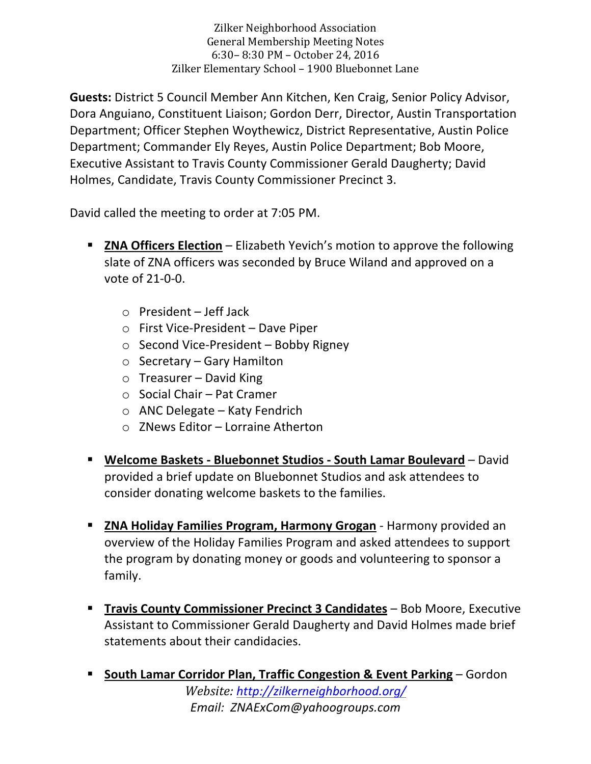Zilker Neighborhood Association
General Membership Meeting Notes
6:30– 8:30 PM – October 24, 2016
Zilker Elementary School – 1900 Bluebonnet Lane

**Guests:** District 5 Council Member Ann Kitchen, Ken Craig, Senior Policy Advisor, Dora Anguiano, Constituent Liaison; Gordon Derr, Director, Austin Transportation Department; Officer Stephen Woythewicz, District Representative, Austin Police Department; Commander Ely Reyes, Austin Police Department; Bob Moore, Executive Assistant to Travis County Commissioner Gerald Daugherty; David Holmes, Candidate, Travis County Commissioner Precinct 3.

David called the meeting to order at 7:05 PM.

- **ZNA Officers Election** – Elizabeth Yevich's motion to approve the following slate of ZNA officers was seconded by Bruce Wiland and approved on a vote of 21-0-0.
  - President – Jeff Jack
  - First Vice-President – Dave Piper
  - Second Vice-President – Bobby Rigney
  - Secretary – Gary Hamilton
  - Treasurer – David King
  - Social Chair – Pat Cramer
  - ANC Delegate – Katy Fendrich
  - ZNews Editor – Lorraine Atherton
- **Welcome Baskets - Bluebonnet Studios - South Lamar Boulevard** – David provided a brief update on Bluebonnet Studios and ask attendees to consider donating welcome baskets to the families.
- **ZNA Holiday Families Program, Harmony Grogan** - Harmony provided an overview of the Holiday Families Program and asked attendees to support the program by donating money or goods and volunteering to sponsor a family.
- **Travis County Commissioner Precinct 3 Candidates** – Bob Moore, Executive Assistant to Commissioner Gerald Daugherty and David Holmes made brief statements about their candidacies.
- **South Lamar Corridor Plan, Traffic Congestion & Event Parking** – Gordon

*Website: http://zilkerneighborhood.org/*
*Email: ZNAExCom@yahoogroups.com*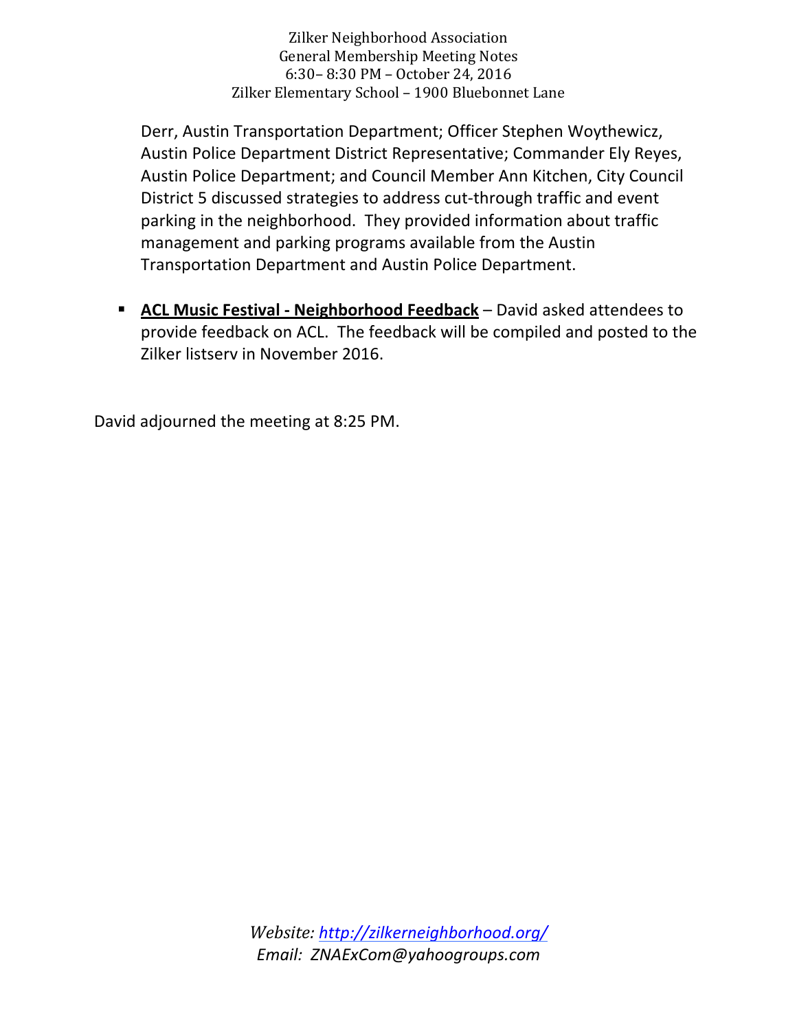Derr, Austin Transportation Department; Officer Stephen Woythewicz, Austin Police Department District Representative; Commander Ely Reyes, Austin Police Department; and Council Member Ann Kitchen, City Council District 5 discussed strategies to address cut-through traffic and event parking in the neighborhood. They provided information about traffic management and parking programs available from the Austin Transportation Department and Austin Police Department.

- **ACL Music Festival - Neighborhood Feedback** – David asked attendees to provide feedback on ACL. The feedback will be compiled and posted to the Zilker listserv in November 2016.

David adjourned the meeting at 8:25 PM.

*Website: http://zilkerneighborhood.org/*
*Email: ZNAExCom@yahoogroups.com*